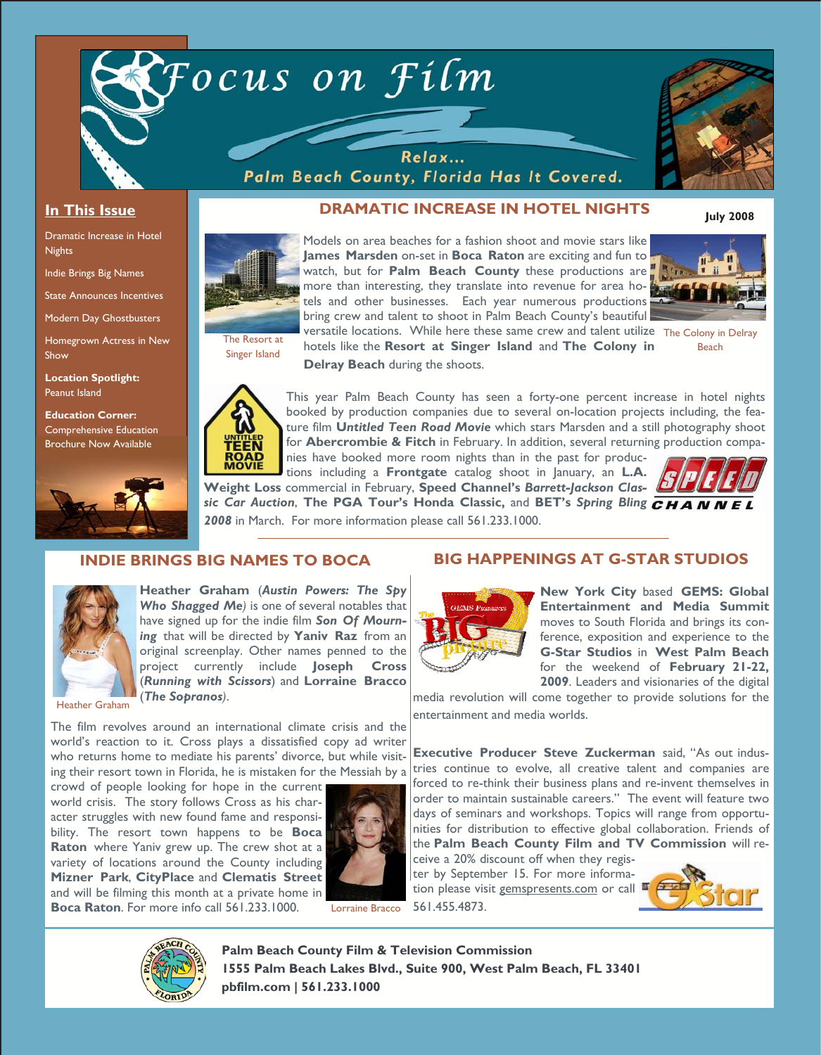# Focus on Film

Relax...
Palm Beach County, Florida Has It Covered.

**In This Issue**

- Dramatic Increase in Hotel Nights
- Indie Brings Big Names
- State Announces Incentives
- Modern Day Ghostbusters
- Homegrown Actress in New Show
- **Location Spotlight:** Peanut Island
- **Education Corner:** Comprehensive Education Brochure Now Available

**July 2008**

## DRAMATIC INCREASE IN HOTEL NIGHTS

The Resort at Singer Island

The Colony in Delray Beach

Models on area beaches for a fashion shoot and movie stars like **James Marsden** on-set in **Boca Raton** are exciting and fun to watch, but for **Palm Beach County** these productions are more than interesting, they translate into revenue for area hotels and other businesses. Each year numerous productions bring crew and talent to shoot in Palm Beach County's beautiful versatile locations. While here these same crew and talent utilize hotels like the **Resort at Singer Island** and **The Colony in Delray Beach** during the shoots.

This year Palm Beach County has seen a forty-one percent increase in hotel nights booked by production companies due to several on-location projects including, the feature film ***Untitled Teen Road Movie*** which stars Marsden and a still photography shoot for **Abercrombie & Fitch** in February. In addition, several returning production companies have booked more room nights than in the past for productions including a **Frontgate** catalog shoot in January, an **L.A. Weight Loss** commercial in February, **Speed Channel's *Barrett-Jackson Classic Car Auction***, **The PGA Tour's Honda Classic,** and **BET's *Spring Bling 2008*** in March. For more information please call 561.233.1000.

## INDIE BRINGS BIG NAMES TO BOCA

Heather Graham

**Heather Graham** (***Austin Powers: The Spy Who Shagged Me***) is one of several notables that have signed up for the indie film ***Son Of Mourning*** that will be directed by **Yaniv Raz** from an original screenplay. Other names penned to the project currently include **Joseph Cross** (***Running with Scissors***) and **Lorraine Bracco** (***The Sopranos***).

The film revolves around an international climate crisis and the world's reaction to it. Cross plays a dissatisfied copy ad writer who returns home to mediate his parents' divorce, but while visiting their resort town in Florida, he is mistaken for the Messiah by a crowd of people looking for hope in the current world crisis. The story follows Cross as his character struggles with new found fame and responsibility. The resort town happens to be **Boca Raton** where Yaniv grew up. The crew shot at a variety of locations around the County including **Mizner Park**, **CityPlace** and **Clematis Street** and will be filming this month at a private home in **Boca Raton**. For more info call 561.233.1000.

Lorraine Bracco

## BIG HAPPENINGS AT G-STAR STUDIOS

**New York City** based **GEMS: Global Entertainment and Media Summit** moves to South Florida and brings its conference, exposition and experience to the **G-Star Studios** in **West Palm Beach** for the weekend of **February 21-22, 2009**. Leaders and visionaries of the digital media revolution will come together to provide solutions for the entertainment and media worlds.

**Executive Producer Steve Zuckerman** said, "As out industries continue to evolve, all creative talent and companies are forced to re-think their business plans and re-invent themselves in order to maintain sustainable careers." The event will feature two days of seminars and workshops. Topics will range from opportunities for distribution to effective global collaboration. Friends of the **Palm Beach County Film and TV Commission** will receive a 20% discount off when they register by September 15. For more information please visit gemspresents.com or call 561.455.4873.

**Palm Beach County Film & Television Commission**
**1555 Palm Beach Lakes Blvd., Suite 900, West Palm Beach, FL 33401**
**pbfilm.com | 561.233.1000**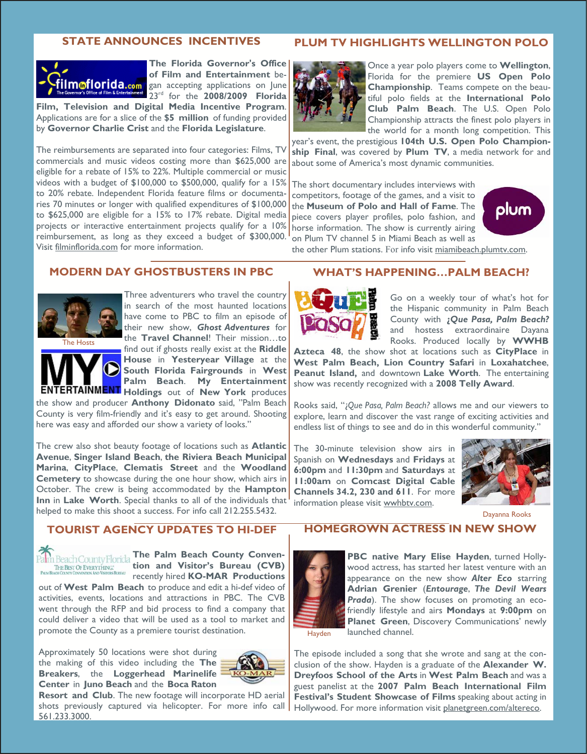## STATE ANNOUNCES INCENTIVES

**The Florida Governor's Office of Film and Entertainment** began accepting applications on June 23rd for the **2008/2009 Florida Film, Television and Digital Media Incentive Program**. Applications are for a slice of the **$5 million** of funding provided by **Governor Charlie Crist** and the **Florida Legislature**.

The reimbursements are separated into four categories: Films, TV commercials and music videos costing more than $625,000 are eligible for a rebate of 15% to 22%. Multiple commercial or music videos with a budget of $100,000 to $500,000, qualify for a 15% to 20% rebate. Independent Florida feature films or documentaries 70 minutes or longer with qualified expenditures of $100,000 to $625,000 are eligible for a 15% to 17% rebate. Digital media projects or interactive entertainment projects qualify for a 10% reimbursement, as long as they exceed a budget of $300,000. Visit filminflorida.com for more information.

## PLUM TV HIGHLIGHTS WELLINGTON POLO

Once a year polo players come to **Wellington**, Florida for the premiere **US Open Polo Championship**. Teams compete on the beautiful polo fields at the **International Polo Club Palm Beach**. The U.S. Open Polo Championship attracts the finest polo players in the world for a month long competition. This year's event, the prestigious **104th U.S. Open Polo Championship Final**, was covered by **Plum TV**, a media network for and about some of America's most dynamic communities.

The short documentary includes interviews with competitors, footage of the games, and a visit to the **Museum of Polo and Hall of Fame**. The piece covers player profiles, polo fashion, and horse information. The show is currently airing on Plum TV channel 5 in Miami Beach as well as the other Plum stations. For info visit miamibeach.plumtv.com.

## MODERN DAY GHOSTBUSTERS IN PBC

The Hosts

Three adventurers who travel the country in search of the most haunted locations have come to PBC to film an episode of their new show, ***Ghost Adventures*** for the **Travel Channel**! Their mission…to find out if ghosts really exist at the **Riddle House** in **Yesteryear Village** at the **South Florida Fairgrounds** in **West Palm Beach**. **My Entertainment Holdings** out of **New York** produces the show and producer **Anthony Didonato** said, "Palm Beach County is very film-friendly and it's easy to get around. Shooting here was easy and afforded our show a variety of looks."

The crew also shot beauty footage of locations such as **Atlantic Avenue**, **Singer Island Beach**, **the Riviera Beach Municipal Marina**, **CityPlace**, **Clematis Street** and the **Woodland Cemetery** to showcase during the one hour show, which airs in October. The crew is being accommodated by the **Hampton Inn** in **Lake Worth**. Special thanks to all of the individuals that helped to make this shoot a success. For info call 212.255.5432.

## WHAT'S HAPPENING…PALM BEACH?

Go on a weekly tour of what's hot for the Hispanic community in Palm Beach County with ***¿Que Pasa, Palm Beach?*** and hostess extraordinaire Dayana Rooks. Produced locally by **WWHB Azteca 48**, the show shot at locations such as **CityPlace** in **West Palm Beach, Lion Country Safari** in **Loxahatchee**, **Peanut Island,** and downtown **Lake Worth**. The entertaining show was recently recognized with a **2008 Telly Award**.

Rooks said, "*¿Que Pasa, Palm Beach?* allows me and our viewers to explore, learn and discover the vast range of exciting activities and endless list of things to see and do in this wonderful community."

The 30-minute television show airs in Spanish on **Wednesdays** and **Fridays** at **6:00pm** and **11:30pm** and **Saturdays** at **11:00am** on **Comcast Digital Cable Channels 34.2, 230 and 611**. For more information please visit wwhbtv.com.

Dayanna Rooks

## TOURIST AGENCY UPDATES TO HI-DEF

**The Palm Beach County Convention and Visitor's Bureau (CVB)** recently hired **KO-MAR Productions** out of **West Palm Beach** to produce and edit a hi-def video of activities, events, locations and attractions in PBC. The CVB went through the RFP and bid process to find a company that could deliver a video that will be used as a tool to market and promote the County as a premiere tourist destination.

Approximately 50 locations were shot during the making of this video including the **The Breakers**, the **Loggerhead Marinelife Center** in **Juno Beach** and the **Boca Raton Resort and Club**. The new footage will incorporate HD aerial shots previously captured via helicopter. For more info call 561.233.3000.

## HOMEGROWN ACTRESS IN NEW SHOW

Hayden

**PBC native Mary Elise Hayden**, turned Hollywood actress, has started her latest venture with an appearance on the new show ***Alter Eco*** starring **Adrian Grenier** (***Entourage***, ***The Devil Wears Prada***). The show focuses on promoting an eco-friendly lifestyle and airs **Mondays** at **9:00pm** on **Planet Green**, Discovery Communications' newly launched channel.

The episode included a song that she wrote and sang at the conclusion of the show. Hayden is a graduate of the **Alexander W. Dreyfoos School of the Arts** in **West Palm Beach** and was a guest panelist at the **2007 Palm Beach International Film Festival's Student Showcase of Films** speaking about acting in Hollywood. For more information visit planetgreen.com/altereco.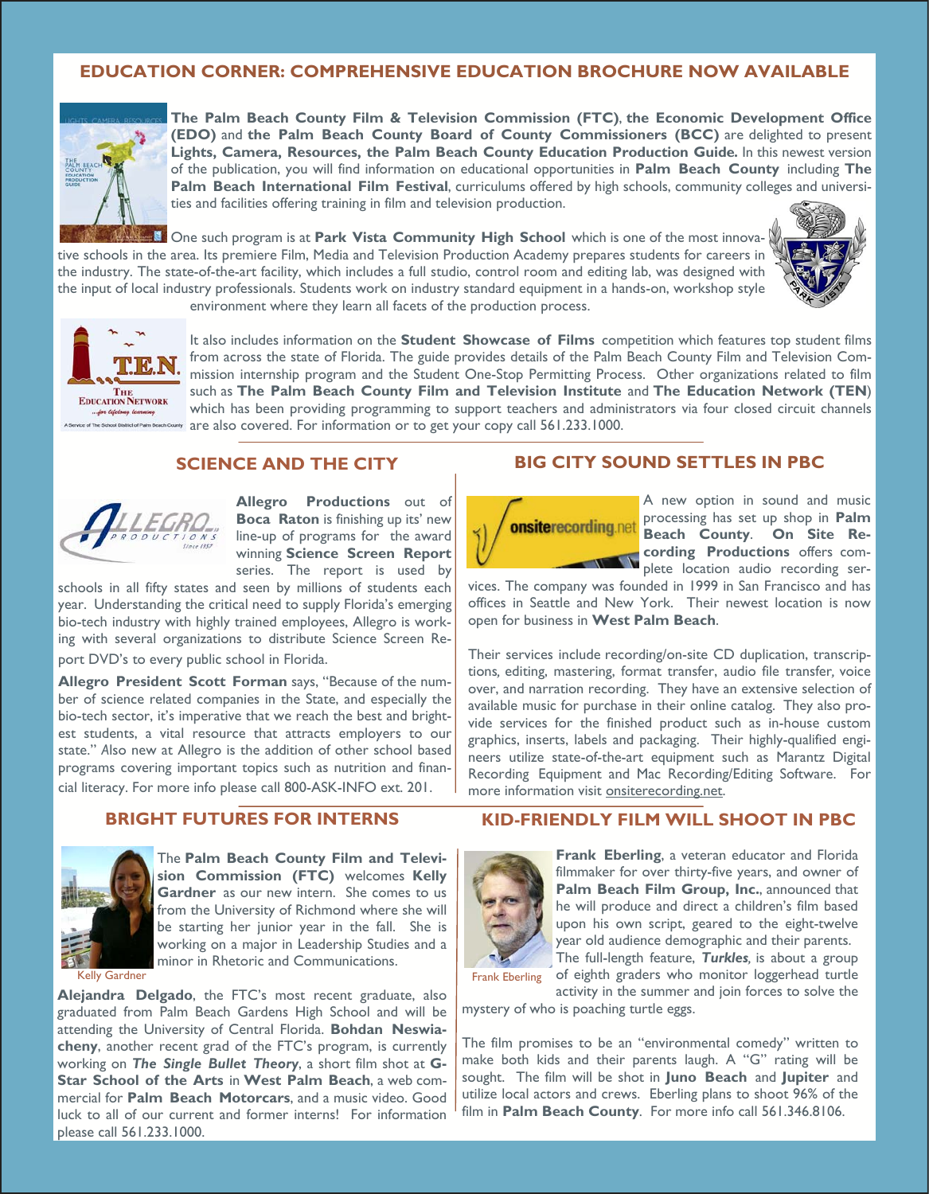## EDUCATION CORNER: COMPREHENSIVE EDUCATION BROCHURE NOW AVAILABLE

**The Palm Beach County Film & Television Commission (FTC)**, **the Economic Development Office (EDO)** and **the Palm Beach County Board of County Commissioners (BCC)** are delighted to present **Lights, Camera, Resources, the Palm Beach County Education Production Guide.** In this newest version of the publication, you will find information on educational opportunities in **Palm Beach County** including **The Palm Beach International Film Festival**, curriculums offered by high schools, community colleges and universities and facilities offering training in film and television production.

One such program is at **Park Vista Community High School** which is one of the most innovative schools in the area. Its premiere Film, Media and Television Production Academy prepares students for careers in the industry. The state-of-the-art facility, which includes a full studio, control room and editing lab, was designed with the input of local industry professionals. Students work on industry standard equipment in a hands-on, workshop style environment where they learn all facets of the production process.

It also includes information on the **Student Showcase of Films** competition which features top student films from across the state of Florida. The guide provides details of the Palm Beach County Film and Television Commission internship program and the Student One-Stop Permitting Process. Other organizations related to film such as **The Palm Beach County Film and Television Institute** and **The Education Network (TEN)** which has been providing programming to support teachers and administrators via four closed circuit channels are also covered. For information or to get your copy call 561.233.1000.

## SCIENCE AND THE CITY

**Allegro Productions** out of **Boca Raton** is finishing up its' new line-up of programs for the award winning **Science Screen Report** series. The report is used by schools in all fifty states and seen by millions of students each year. Understanding the critical need to supply Florida's emerging bio-tech industry with highly trained employees, Allegro is working with several organizations to distribute Science Screen Report DVD's to every public school in Florida.

**Allegro President Scott Forman** says, "Because of the number of science related companies in the State, and especially the bio-tech sector, it's imperative that we reach the best and brightest students, a vital resource that attracts employers to our state." Also new at Allegro is the addition of other school based programs covering important topics such as nutrition and financial literacy. For more info please call 800-ASK-INFO ext. 201.

## BIG CITY SOUND SETTLES IN PBC

A new option in sound and music processing has set up shop in **Palm Beach County**. **On Site Recording Productions** offers complete location audio recording services. The company was founded in 1999 in San Francisco and has offices in Seattle and New York. Their newest location is now open for business in **West Palm Beach**.

Their services include recording/on-site CD duplication, transcriptions, editing, mastering, format transfer, audio file transfer, voice over, and narration recording. They have an extensive selection of available music for purchase in their online catalog. They also provide services for the finished product such as in-house custom graphics, inserts, labels and packaging. Their highly-qualified engineers utilize state-of-the-art equipment such as Marantz Digital Recording Equipment and Mac Recording/Editing Software. For more information visit onsiterecording.net.

## BRIGHT FUTURES FOR INTERNS

The **Palm Beach County Film and Television Commission (FTC)** welcomes **Kelly Gardner** as our new intern. She comes to us from the University of Richmond where she will be starting her junior year in the fall. She is working on a major in Leadership Studies and a minor in Rhetoric and Communications.

Kelly Gardner

**Alejandra Delgado**, the FTC's most recent graduate, also graduated from Palm Beach Gardens High School and will be attending the University of Central Florida. **Bohdan Neswiacheny**, another recent grad of the FTC's program, is currently working on ***The Single Bullet Theory***, a short film shot at **G-Star School of the Arts** in **West Palm Beach**, a web commercial for **Palm Beach Motorcars**, and a music video. Good luck to all of our current and former interns! For information please call 561.233.1000.

## KID-FRIENDLY FILM WILL SHOOT IN PBC

**Frank Eberling**, a veteran educator and Florida filmmaker for over thirty-five years, and owner of **Palm Beach Film Group, Inc.**, announced that he will produce and direct a children's film based upon his own script, geared to the eight-twelve year old audience demographic and their parents. The full-length feature, ***Turkles***, is about a group of eighth graders who monitor loggerhead turtle activity in the summer and join forces to solve the mystery of who is poaching turtle eggs.

Frank Eberling

The film promises to be an "environmental comedy" written to make both kids and their parents laugh. A "G" rating will be sought. The film will be shot in **Juno Beach** and **Jupiter** and utilize local actors and crews. Eberling plans to shoot 96% of the film in **Palm Beach County**. For more info call 561.346.8106.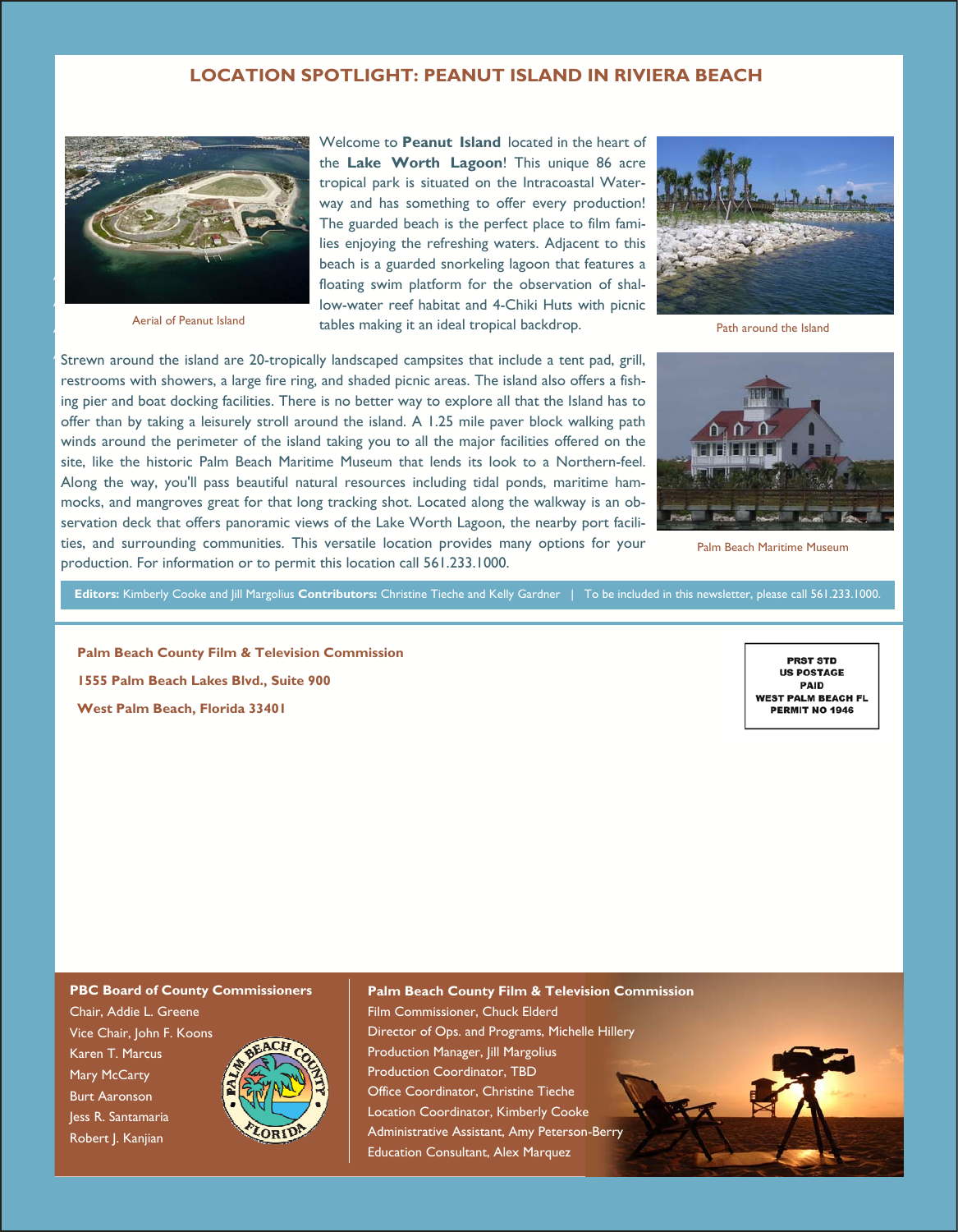## LOCATION SPOTLIGHT: PEANUT ISLAND IN RIVIERA BEACH

Aerial of Peanut Island

Welcome to **Peanut Island** located in the heart of the **Lake Worth Lagoon**! This unique 86 acre tropical park is situated on the Intracoastal Waterway and has something to offer every production! The guarded beach is the perfect place to film families enjoying the refreshing waters. Adjacent to this beach is a guarded snorkeling lagoon that features a floating swim platform for the observation of shallow-water reef habitat and 4-Chiki Huts with picnic tables making it an ideal tropical backdrop.

Path around the Island

Strewn around the island are 20-tropically landscaped campsites that include a tent pad, grill, restrooms with showers, a large fire ring, and shaded picnic areas. The island also offers a fishing pier and boat docking facilities. There is no better way to explore all that the Island has to offer than by taking a leisurely stroll around the island. A 1.25 mile paver block walking path winds around the perimeter of the island taking you to all the major facilities offered on the site, like the historic Palm Beach Maritime Museum that lends its look to a Northern-feel. Along the way, you'll pass beautiful natural resources including tidal ponds, maritime hammocks, and mangroves great for that long tracking shot. Located along the walkway is an observation deck that offers panoramic views of the Lake Worth Lagoon, the nearby port facilities, and surrounding communities. This versatile location provides many options for your production. For information or to permit this location call 561.233.1000.

Palm Beach Maritime Museum

**Editors:** Kimberly Cooke and Jill Margolius **Contributors:** Christine Tieche and Kelly Gardner | To be included in this newsletter, please call 561.233.1000.

**Palm Beach County Film & Television Commission**

**1555 Palm Beach Lakes Blvd., Suite 900**

**West Palm Beach, Florida 33401**

PRST STD
US POSTAGE
PAID
WEST PALM BEACH FL
PERMIT NO 1946

**PBC Board of County Commissioners**

Chair, Addie L. Greene
Vice Chair, John F. Koons
Karen T. Marcus
Mary McCarty
Burt Aaronson
Jess R. Santamaria
Robert J. Kanjian

**Palm Beach County Film & Television Commission**

Film Commissioner, Chuck Elderd
Director of Ops. and Programs, Michelle Hillery
Production Manager, Jill Margolius
Production Coordinator, TBD
Office Coordinator, Christine Tieche
Location Coordinator, Kimberly Cooke
Administrative Assistant, Amy Peterson-Berry
Education Consultant, Alex Marquez